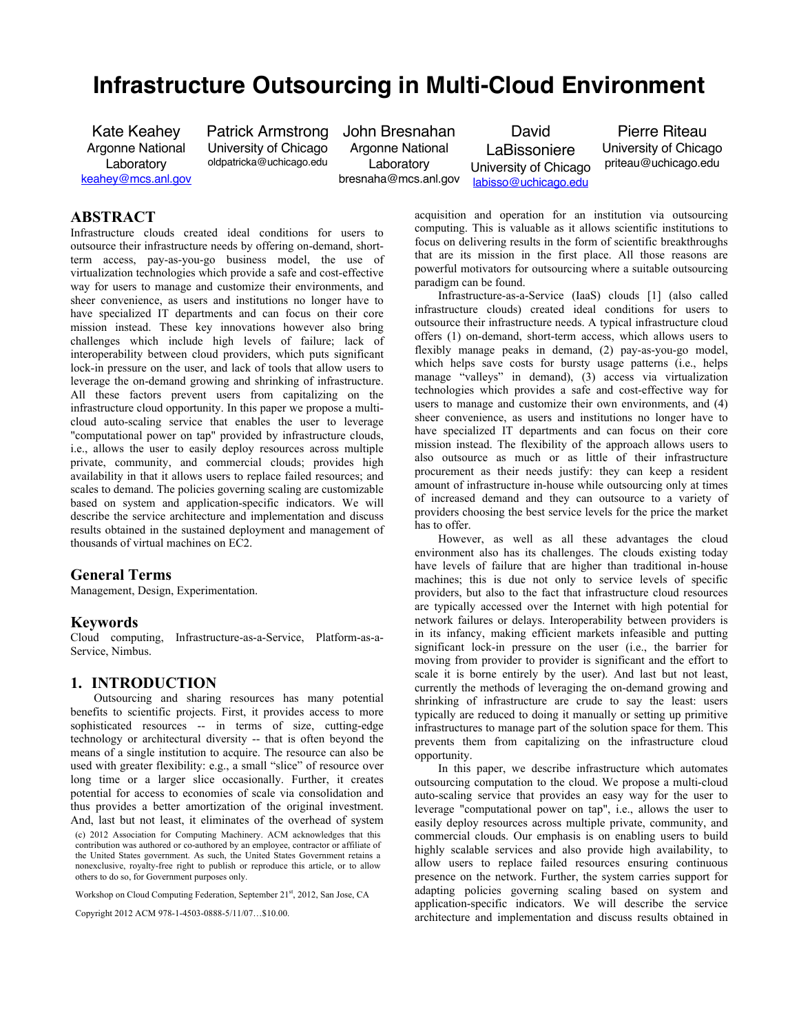# Infrastructure Outsourcing in Multi-Cloud Environment

Kate Keahey
Argonne National Laboratory
keahey@mcs.anl.gov

Patrick Armstrong
University of Chicago
oldpatricka@uchicago.edu

John Bresnahan
Argonne National Laboratory
bresnaha@mcs.anl.gov

David LaBissoniere
University of Chicago
labisso@uchicago.edu

Pierre Riteau
University of Chicago
priteau@uchicago.edu

## ABSTRACT

Infrastructure clouds created ideal conditions for users to outsource their infrastructure needs by offering on-demand, short-term access, pay-as-you-go business model, the use of virtualization technologies which provide a safe and cost-effective way for users to manage and customize their environments, and sheer convenience, as users and institutions no longer have to have specialized IT departments and can focus on their core mission instead. These key innovations however also bring challenges which include high levels of failure; lack of interoperability between cloud providers, which puts significant lock-in pressure on the user, and lack of tools that allow users to leverage the on-demand growing and shrinking of infrastructure. All these factors prevent users from capitalizing on the infrastructure cloud opportunity. In this paper we propose a multi-cloud auto-scaling service that enables the user to leverage "computational power on tap" provided by infrastructure clouds, i.e., allows the user to easily deploy resources across multiple private, community, and commercial clouds; provides high availability in that it allows users to replace failed resources; and scales to demand. The policies governing scaling are customizable based on system and application-specific indicators. We will describe the service architecture and implementation and discuss results obtained in the sustained deployment and management of thousands of virtual machines on EC2.

## General Terms

Management, Design, Experimentation.

## Keywords

Cloud computing, Infrastructure-as-a-Service, Platform-as-a-Service, Nimbus.

## 1. INTRODUCTION

Outsourcing and sharing resources has many potential benefits to scientific projects. First, it provides access to more sophisticated resources -- in terms of size, cutting-edge technology or architectural diversity -- that is often beyond the means of a single institution to acquire. The resource can also be used with greater flexibility: e.g., a small "slice" of resource over long time or a larger slice occasionally. Further, it creates potential for access to economies of scale via consolidation and thus provides a better amortization of the original investment. And, last but not least, it eliminates of the overhead of system acquisition and operation for an institution via outsourcing computing. This is valuable as it allows scientific institutions to focus on delivering results in the form of scientific breakthroughs that are its mission in the first place. All those reasons are powerful motivators for outsourcing where a suitable outsourcing paradigm can be found.

Infrastructure-as-a-Service (IaaS) clouds [1] (also called infrastructure clouds) created ideal conditions for users to outsource their infrastructure needs. A typical infrastructure cloud offers (1) on-demand, short-term access, which allows users to flexibly manage peaks in demand, (2) pay-as-you-go model, which helps save costs for bursty usage patterns (i.e., helps manage "valleys" in demand), (3) access via virtualization technologies which provides a safe and cost-effective way for users to manage and customize their own environments, and (4) sheer convenience, as users and institutions no longer have to have specialized IT departments and can focus on their core mission instead. The flexibility of the approach allows users to also outsource as much or as little of their infrastructure procurement as their needs justify: they can keep a resident amount of infrastructure in-house while outsourcing only at times of increased demand and they can outsource to a variety of providers choosing the best service levels for the price the market has to offer.

However, as well as all these advantages the cloud environment also has its challenges. The clouds existing today have levels of failure that are higher than traditional in-house machines; this is due not only to service levels of specific providers, but also to the fact that infrastructure cloud resources are typically accessed over the Internet with high potential for network failures or delays. Interoperability between providers is in its infancy, making efficient markets infeasible and putting significant lock-in pressure on the user (i.e., the barrier for moving from provider to provider is significant and the effort to scale it is borne entirely by the user). And last but not least, currently the methods of leveraging the on-demand growing and shrinking of infrastructure are crude to say the least: users typically are reduced to doing it manually or setting up primitive infrastructures to manage part of the solution space for them. This prevents them from capitalizing on the infrastructure cloud opportunity.

In this paper, we describe infrastructure which automates outsourcing computation to the cloud. We propose a multi-cloud auto-scaling service that provides an easy way for the user to leverage "computational power on tap", i.e., allows the user to easily deploy resources across multiple private, community, and commercial clouds. Our emphasis is on enabling users to build highly scalable services and also provide high availability, to allow users to replace failed resources ensuring continuous presence on the network. Further, the system carries support for adapting policies governing scaling based on system and application-specific indicators. We will describe the service architecture and implementation and discuss results obtained in

(c) 2012 Association for Computing Machinery. ACM acknowledges that this contribution was authored or co-authored by an employee, contractor or affiliate of the United States government. As such, the United States Government retains a nonexclusive, royalty-free right to publish or reproduce this article, or to allow others to do so, for Government purposes only.

Workshop on Cloud Computing Federation, September 21st, 2012, San Jose, CA

Copyright 2012 ACM 978-1-4503-0888-5/11/07…$10.00.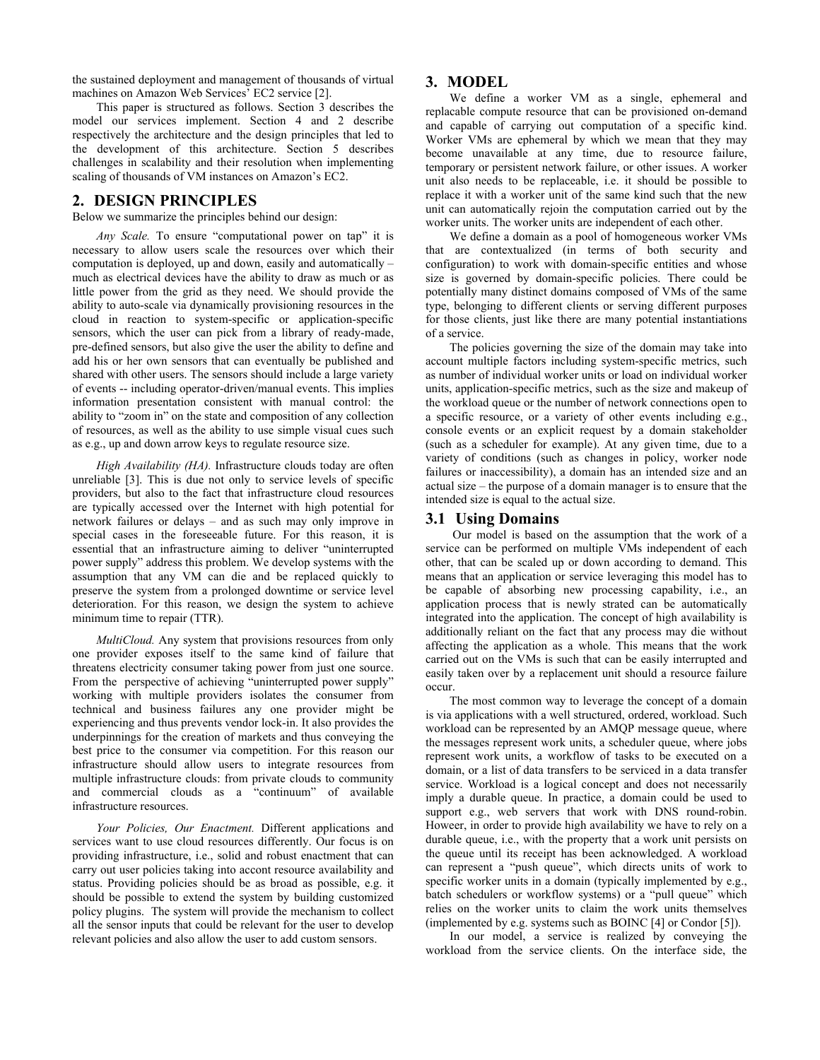the sustained deployment and management of thousands of virtual machines on Amazon Web Services' EC2 service [2].

This paper is structured as follows. Section 3 describes the model our services implement. Section 4 and 2 describe respectively the architecture and the design principles that led to the development of this architecture. Section 5 describes challenges in scalability and their resolution when implementing scaling of thousands of VM instances on Amazon's EC2.

## 2. DESIGN PRINCIPLES

Below we summarize the principles behind our design:

*Any Scale.* To ensure "computational power on tap" it is necessary to allow users scale the resources over which their computation is deployed, up and down, easily and automatically – much as electrical devices have the ability to draw as much or as little power from the grid as they need. We should provide the ability to auto-scale via dynamically provisioning resources in the cloud in reaction to system-specific or application-specific sensors, which the user can pick from a library of ready-made, pre-defined sensors, but also give the user the ability to define and add his or her own sensors that can eventually be published and shared with other users. The sensors should include a large variety of events -- including operator-driven/manual events. This implies information presentation consistent with manual control: the ability to "zoom in" on the state and composition of any collection of resources, as well as the ability to use simple visual cues such as e.g., up and down arrow keys to regulate resource size.

*High Availability (HA).* Infrastructure clouds today are often unreliable [3]. This is due not only to service levels of specific providers, but also to the fact that infrastructure cloud resources are typically accessed over the Internet with high potential for network failures or delays – and as such may only improve in special cases in the foreseeable future. For this reason, it is essential that an infrastructure aiming to deliver "uninterrupted power supply" address this problem. We develop systems with the assumption that any VM can die and be replaced quickly to preserve the system from a prolonged downtime or service level deterioration. For this reason, we design the system to achieve minimum time to repair (TTR).

*MultiCloud.* Any system that provisions resources from only one provider exposes itself to the same kind of failure that threatens electricity consumer taking power from just one source. From the perspective of achieving "uninterrupted power supply" working with multiple providers isolates the consumer from technical and business failures any one provider might be experiencing and thus prevents vendor lock-in. It also provides the underpinnings for the creation of markets and thus conveying the best price to the consumer via competition. For this reason our infrastructure should allow users to integrate resources from multiple infrastructure clouds: from private clouds to community and commercial clouds as a "continuum" of available infrastructure resources.

*Your Policies, Our Enactment.* Different applications and services want to use cloud resources differently. Our focus is on providing infrastructure, i.e., solid and robust enactment that can carry out user policies taking into accont resource availability and status. Providing policies should be as broad as possible, e.g. it should be possible to extend the system by building customized policy plugins. The system will provide the mechanism to collect all the sensor inputs that could be relevant for the user to develop relevant policies and also allow the user to add custom sensors.

## 3. MODEL

We define a worker VM as a single, ephemeral and replacable compute resource that can be provisioned on-demand and capable of carrying out computation of a specific kind. Worker VMs are ephemeral by which we mean that they may become unavailable at any time, due to resource failure, temporary or persistent network failure, or other issues. A worker unit also needs to be replaceable, i.e. it should be possible to replace it with a worker unit of the same kind such that the new unit can automatically rejoin the computation carried out by the worker units. The worker units are independent of each other.

We define a domain as a pool of homogeneous worker VMs that are contextualized (in terms of both security and configuration) to work with domain-specific entities and whose size is governed by domain-specific policies. There could be potentially many distinct domains composed of VMs of the same type, belonging to different clients or serving different purposes for those clients, just like there are many potential instantiations of a service.

The policies governing the size of the domain may take into account multiple factors including system-specific metrics, such as number of individual worker units or load on individual worker units, application-specific metrics, such as the size and makeup of the workload queue or the number of network connections open to a specific resource, or a variety of other events including e.g., console events or an explicit request by a domain stakeholder (such as a scheduler for example). At any given time, due to a variety of conditions (such as changes in policy, worker node failures or inaccessibility), a domain has an intended size and an actual size – the purpose of a domain manager is to ensure that the intended size is equal to the actual size.

### 3.1 Using Domains

Our model is based on the assumption that the work of a service can be performed on multiple VMs independent of each other, that can be scaled up or down according to demand. This means that an application or service leveraging this model has to be capable of absorbing new processing capability, i.e., an application process that is newly strated can be automatically integrated into the application. The concept of high availability is additionally reliant on the fact that any process may die without affecting the application as a whole. This means that the work carried out on the VMs is such that can be easily interrupted and easily taken over by a replacement unit should a resource failure occur.

The most common way to leverage the concept of a domain is via applications with a well structured, ordered, workload. Such workload can be represented by an AMQP message queue, where the messages represent work units, a scheduler queue, where jobs represent work units, a workflow of tasks to be executed on a domain, or a list of data transfers to be serviced in a data transfer service. Workload is a logical concept and does not necessarily imply a durable queue. In practice, a domain could be used to support e.g., web servers that work with DNS round-robin. Howeer, in order to provide high availability we have to rely on a durable queue, i.e., with the property that a work unit persists on the queue until its receipt has been acknowledged. A workload can represent a "push queue", which directs units of work to specific worker units in a domain (typically implemented by e.g., batch schedulers or workflow systems) or a "pull queue" which relies on the worker units to claim the work units themselves (implemented by e.g. systems such as BOINC [4] or Condor [5]).

In our model, a service is realized by conveying the workload from the service clients. On the interface side, the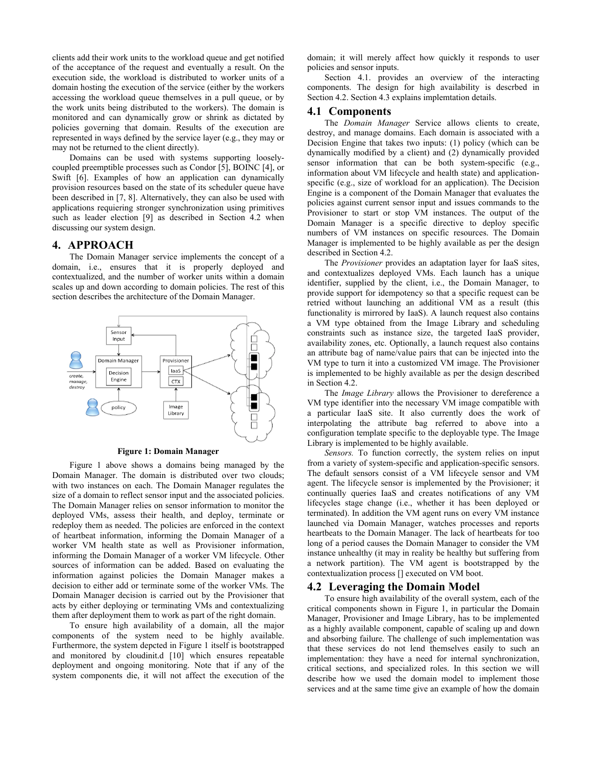clients add their work units to the workload queue and get notified of the acceptance of the request and eventually a result. On the execution side, the workload is distributed to worker units of a domain hosting the execution of the service (either by the workers accessing the workload queue themselves in a pull queue, or by the work units being distributed to the workers). The domain is monitored and can dynamically grow or shrink as dictated by policies governing that domain. Results of the execution are represented in ways defined by the service layer (e.g., they may or may not be returned to the client directly).

Domains can be used with systems supporting loosely-coupled preemptible processes such as Condor [5], BOINC [4], or Swift [6]. Examples of how an application can dynamically provision resources based on the state of its scheduler queue have been described in [7, 8]. Alternatively, they can also be used with applications requiering stronger synchronization using primitives such as leader election [9] as described in Section 4.2 when discussing our system design.

# 4. APPROACH

The Domain Manager service implements the concept of a domain, i.e., ensures that it is properly deployed and contextualized, and the number of worker units within a domain scales up and down according to domain policies. The rest of this section describes the architecture of the Domain Manager.

Sensor Input
Domain Manager
Decision Engine
Provisioner
IaaS
CTX
create, manage, destroy
policy
Image Library

**Figure 1: Domain Manager**

Figure 1 above shows a domains being managed by the Domain Manager. The domain is distributed over two clouds; with two instances on each. The Domain Manager regulates the size of a domain to reflect sensor input and the associated policies. The Domain Manager relies on sensor information to monitor the deployed VMs, assess their health, and deploy, terminate or redeploy them as needed. The policies are enforced in the context of heartbeat information, informing the Domain Manager of a worker VM health state as well as Provisioner information, informing the Domain Manager of a worker VM lifecycle. Other sources of information can be added. Based on evaluating the information against policies the Domain Manager makes a decision to either add or terminate some of the worker VMs. The Domain Manager decision is carried out by the Provisioner that acts by either deploying or terminating VMs and contextualizing them after deployment them to work as part of the right domain.

To ensure high availability of a domain, all the major components of the system need to be highly available. Furthermore, the system depcted in Figure 1 itself is bootstrapped and monitored by cloudinit.d [10] which ensures repeatable deployment and ongoing monitoring. Note that if any of the system components die, it will not affect the execution of the domain; it will merely affect how quickly it responds to user policies and sensor inputs.

Section 4.1. provides an overview of the interacting components. The design for high availability is descrbed in Section 4.2. Section 4.3 explains implemtation details.

## 4.1 Components

The *Domain Manager* Service allows clients to create, destroy, and manage domains. Each domain is associated with a Decision Engine that takes two inputs: (1) policy (which can be dynamically modified by a client) and (2) dynamically provided sensor information that can be both system-specific (e.g., information about VM lifecycle and health state) and application-specific (e.g., size of workload for an application). The Decision Engine is a component of the Domain Manager that evaluates the policies against current sensor input and issues commands to the Provisioner to start or stop VM instances. The output of the Domain Manager is a specific directive to deploy specific numbers of VM instances on specific resources. The Domain Manager is implemented to be highly available as per the design described in Section 4.2.

The *Provisioner* provides an adaptation layer for IaaS sites, and contextualizes deployed VMs. Each launch has a unique identifier, supplied by the client, i.e., the Domain Manager, to provide support for idempotency so that a specific request can be retried without launching an additional VM as a result (this functionality is mirrored by IaaS). A launch request also contains a VM type obtained from the Image Library and scheduling constraints such as instance size, the targeted IaaS provider, availability zones, etc. Optionally, a launch request also contains an attribute bag of name/value pairs that can be injected into the VM type to turn it into a customized VM image. The Provisioner is implemented to be highly available as per the design described in Section 4.2.

The *Image Library* allows the Provisioner to dereference a VM type identifier into the necessary VM image compatible with a particular IaaS site. It also currently does the work of interpolating the attribute bag referred to above into a configuration template specific to the deployable type. The Image Library is implemented to be highly available.

*Sensors.* To function correctly, the system relies on input from a variety of system-specific and application-specific sensors. The default sensors consist of a VM lifecycle sensor and VM agent. The lifecycle sensor is implemented by the Provisioner; it continually queries IaaS and creates notifications of any VM lifecycles stage change (i.e., whether it has been deployed or terminated). In addition the VM agent runs on every VM instance launched via Domain Manager, watches processes and reports heartbeats to the Domain Manager. The lack of heartbeats for too long of a period causes the Domain Manager to consider the VM instance unhealthy (it may in reality be healthy but suffering from a network partition). The VM agent is bootstrapped by the contextualization process [] executed on VM boot.

## 4.2 Leveraging the Domain Model

To ensure high availability of the overall system, each of the critical components shown in Figure 1, in particular the Domain Manager, Provisioner and Image Library, has to be implemented as a highly available component, capable of scaling up and down and absorbing failure. The challenge of such implementation was that these services do not lend themselves easily to such an implementation: they have a need for internal synchronization, critical sections, and specialized roles. In this section we will describe how we used the domain model to implement those services and at the same time give an example of how the domain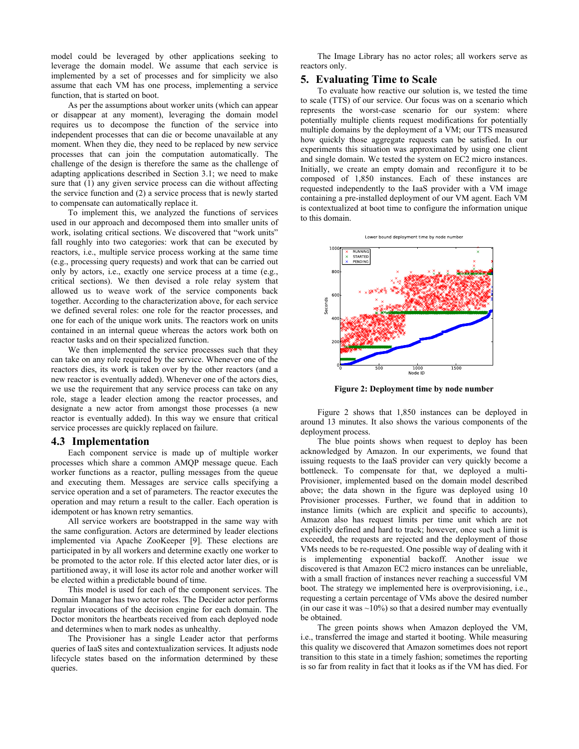model could be leveraged by other applications seeking to leverage the domain model. We assume that each service is implemented by a set of processes and for simplicity we also assume that each VM has one process, implementing a service function, that is started on boot.

As per the assumptions about worker units (which can appear or disappear at any moment), leveraging the domain model requires us to decompose the function of the service into independent processes that can die or become unavailable at any moment. When they die, they need to be replaced by new service processes that can join the computation automatically. The challenge of the design is therefore the same as the challenge of adapting applications described in Section 3.1; we need to make sure that (1) any given service process can die without affecting the service function and (2) a service process that is newly started to compensate can automatically replace it.

To implement this, we analyzed the functions of services used in our approach and decomposed them into smaller units of work, isolating critical sections. We discovered that "work units" fall roughly into two categories: work that can be executed by reactors, i.e., multiple service process working at the same time (e.g., processing query requests) and work that can be carried out only by actors, i.e., exactly one service process at a time (e.g., critical sections). We then devised a role relay system that allowed us to weave work of the service components back together. According to the characterization above, for each service we defined several roles: one role for the reactor processes, and one for each of the unique work units. The reactors work on units contained in an internal queue whereas the actors work both on reactor tasks and on their specialized function.

We then implemented the service processes such that they can take on any role required by the service. Whenever one of the reactors dies, its work is taken over by the other reactors (and a new reactor is eventually added). Whenever one of the actors dies, we use the requirement that any service process can take on any role, stage a leader election among the reactor processes, and designate a new actor from amongst those processes (a new reactor is eventually added). In this way we ensure that critical service processes are quickly replaced on failure.

## 4.3 Implementation

Each component service is made up of multiple worker processes which share a common AMQP message queue. Each worker functions as a reactor, pulling messages from the queue and executing them. Messages are service calls specifying a service operation and a set of parameters. The reactor executes the operation and may return a result to the caller. Each operation is idempotent or has known retry semantics.

All service workers are bootstrapped in the same way with the same configuration. Actors are determined by leader elections implemented via Apache ZooKeeper [9]. These elections are participated in by all workers and determine exactly one worker to be promoted to the actor role. If this elected actor later dies, or is partitioned away, it will lose its actor role and another worker will be elected within a predictable bound of time.

This model is used for each of the component services. The Domain Manager has two actor roles. The Decider actor performs regular invocations of the decision engine for each domain. The Doctor monitors the heartbeats received from each deployed node and determines when to mark nodes as unhealthy.

The Provisioner has a single Leader actor that performs queries of IaaS sites and contextualization services. It adjusts node lifecycle states based on the information determined by these queries.

The Image Library has no actor roles; all workers serve as reactors only.

# 5. Evaluating Time to Scale

To evaluate how reactive our solution is, we tested the time to scale (TTS) of our service. Our focus was on a scenario which represents the worst-case scenario for our system: where potentially multiple clients request modifications for potentially multiple domains by the deployment of a VM; our TTS measured how quickly those aggregate requests can be satisfied. In our experiments this situation was approximated by using one client and single domain. We tested the system on EC2 micro instances. Initially, we create an empty domain and reconfigure it to be composed of 1,850 instances. Each of these instances are requested independently to the IaaS provider with a VM image containing a pre-installed deployment of our VM agent. Each VM is contextualized at boot time to configure the information unique to this domain.

Lower bound deployment time by node number

RUNNING
STARTED
PENDING

Seconds

Node ID

0
200
400
600
800
1000

0
500
1000
1500

**Figure 2: Deployment time by node number**

Figure 2 shows that 1,850 instances can be deployed in around 13 minutes. It also shows the various components of the deployment process.

The blue points shows when request to deploy has been acknowledged by Amazon. In our experiments, we found that issuing requests to the IaaS provider can very quickly become a bottleneck. To compensate for that, we deployed a multi-Provisioner, implemented based on the domain model described above; the data shown in the figure was deployed using 10 Provisioner processes. Further, we found that in addition to instance limits (which are explicit and specific to accounts), Amazon also has request limits per time unit which are not explicitly defined and hard to track; however, once such a limit is exceeded, the requests are rejected and the deployment of those VMs needs to be re-requested. One possible way of dealing with it is implementing exponential backoff. Another issue we discovered is that Amazon EC2 micro instances can be unreliable, with a small fraction of instances never reaching a successful VM boot. The strategy we implemented here is overprovisioning, i.e., requesting a certain percentage of VMs above the desired number (in our case it was ~10%) so that a desired number may eventually be obtained.

The green points shows when Amazon deployed the VM, i.e., transferred the image and started it booting. While measuring this quality we discovered that Amazon sometimes does not report transition to this state in a timely fashion; sometimes the reporting is so far from reality in fact that it looks as if the VM has died. For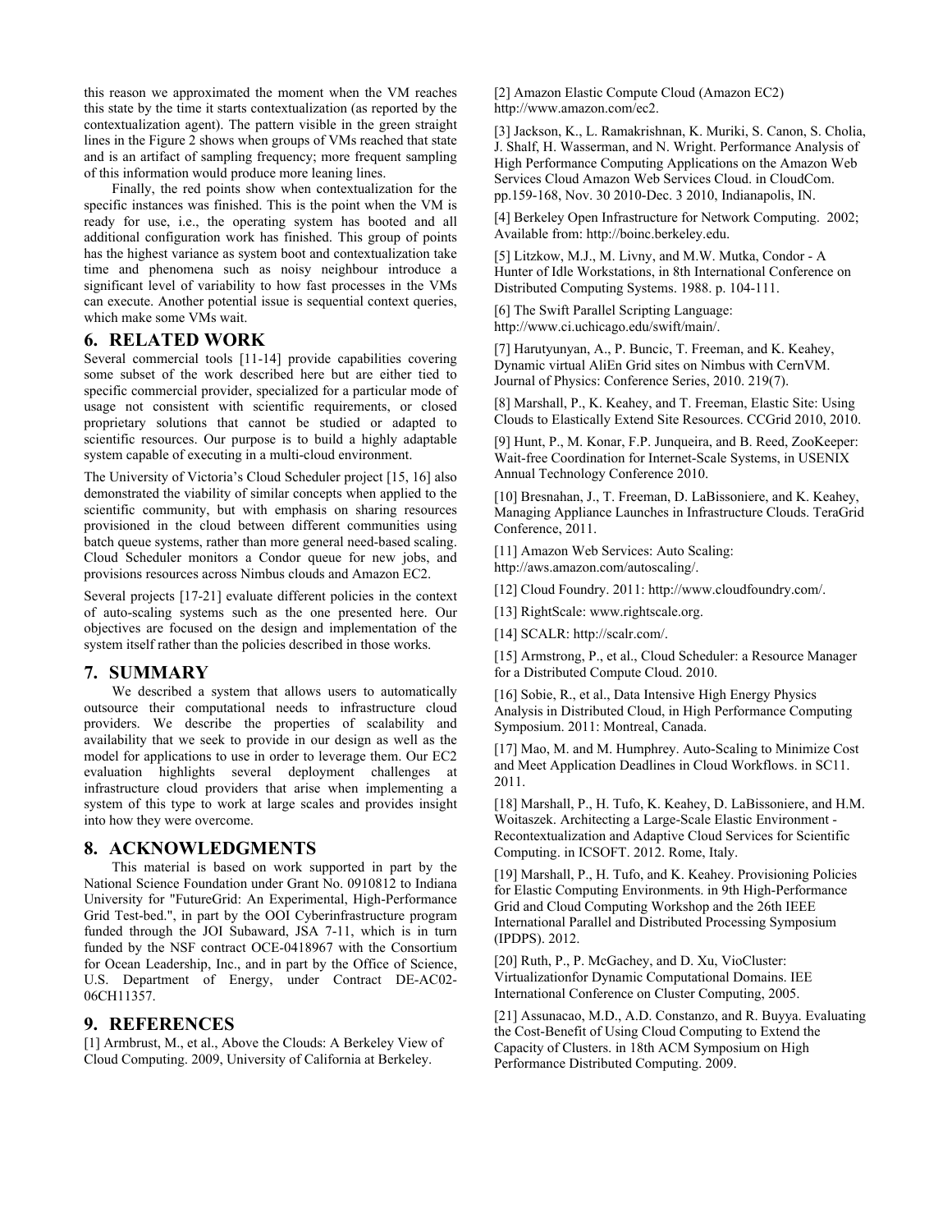this reason we approximated the moment when the VM reaches this state by the time it starts contextualization (as reported by the contextualization agent). The pattern visible in the green straight lines in the Figure 2 shows when groups of VMs reached that state and is an artifact of sampling frequency; more frequent sampling of this information would produce more leaning lines.

Finally, the red points show when contextualization for the specific instances was finished. This is the point when the VM is ready for use, i.e., the operating system has booted and all additional configuration work has finished. This group of points has the highest variance as system boot and contextualization take time and phenomena such as noisy neighbour introduce a significant level of variability to how fast processes in the VMs can execute. Another potential issue is sequential context queries, which make some VMs wait.

## 6. RELATED WORK

Several commercial tools [11-14] provide capabilities covering some subset of the work described here but are either tied to specific commercial provider, specialized for a particular mode of usage not consistent with scientific requirements, or closed proprietary solutions that cannot be studied or adapted to scientific resources. Our purpose is to build a highly adaptable system capable of executing in a multi-cloud environment.

The University of Victoria's Cloud Scheduler project [15, 16] also demonstrated the viability of similar concepts when applied to the scientific community, but with emphasis on sharing resources provisioned in the cloud between different communities using batch queue systems, rather than more general need-based scaling. Cloud Scheduler monitors a Condor queue for new jobs, and provisions resources across Nimbus clouds and Amazon EC2.

Several projects [17-21] evaluate different policies in the context of auto-scaling systems such as the one presented here. Our objectives are focused on the design and implementation of the system itself rather than the policies described in those works.

## 7. SUMMARY

We described a system that allows users to automatically outsource their computational needs to infrastructure cloud providers. We describe the properties of scalability and availability that we seek to provide in our design as well as the model for applications to use in order to leverage them. Our EC2 evaluation highlights several deployment challenges at infrastructure cloud providers that arise when implementing a system of this type to work at large scales and provides insight into how they were overcome.

## 8. ACKNOWLEDGMENTS

This material is based on work supported in part by the National Science Foundation under Grant No. 0910812 to Indiana University for "FutureGrid: An Experimental, High-Performance Grid Test-bed.", in part by the OOI Cyberinfrastructure program funded through the JOI Subaward, JSA 7-11, which is in turn funded by the NSF contract OCE-0418967 with the Consortium for Ocean Leadership, Inc., and in part by the Office of Science, U.S. Department of Energy, under Contract DE-AC02-06CH11357.

## 9. REFERENCES

[1] Armbrust, M., et al., Above the Clouds: A Berkeley View of Cloud Computing. 2009, University of California at Berkeley.

[2] Amazon Elastic Compute Cloud (Amazon EC2) http://www.amazon.com/ec2.

[3] Jackson, K., L. Ramakrishnan, K. Muriki, S. Canon, S. Cholia, J. Shalf, H. Wasserman, and N. Wright. Performance Analysis of High Performance Computing Applications on the Amazon Web Services Cloud Amazon Web Services Cloud. in CloudCom. pp.159-168, Nov. 30 2010-Dec. 3 2010, Indianapolis, IN.

[4] Berkeley Open Infrastructure for Network Computing. 2002; Available from: http://boinc.berkeley.edu.

[5] Litzkow, M.J., M. Livny, and M.W. Mutka, Condor - A Hunter of Idle Workstations, in 8th International Conference on Distributed Computing Systems. 1988. p. 104-111.

[6] The Swift Parallel Scripting Language: http://www.ci.uchicago.edu/swift/main/.

[7] Harutyunyan, A., P. Buncic, T. Freeman, and K. Keahey, Dynamic virtual AliEn Grid sites on Nimbus with CernVM. Journal of Physics: Conference Series, 2010. 219(7).

[8] Marshall, P., K. Keahey, and T. Freeman, Elastic Site: Using Clouds to Elastically Extend Site Resources. CCGrid 2010, 2010.

[9] Hunt, P., M. Konar, F.P. Junqueira, and B. Reed, ZooKeeper: Wait-free Coordination for Internet-Scale Systems, in USENIX Annual Technology Conference 2010.

[10] Bresnahan, J., T. Freeman, D. LaBissoniere, and K. Keahey, Managing Appliance Launches in Infrastructure Clouds. TeraGrid Conference, 2011.

[11] Amazon Web Services: Auto Scaling: http://aws.amazon.com/autoscaling/.

[12] Cloud Foundry. 2011: http://www.cloudfoundry.com/.

[13] RightScale: www.rightscale.org.

[14] SCALR: http://scalr.com/.

[15] Armstrong, P., et al., Cloud Scheduler: a Resource Manager for a Distributed Compute Cloud. 2010.

[16] Sobie, R., et al., Data Intensive High Energy Physics Analysis in Distributed Cloud, in High Performance Computing Symposium. 2011: Montreal, Canada.

[17] Mao, M. and M. Humphrey. Auto-Scaling to Minimize Cost and Meet Application Deadlines in Cloud Workflows. in SC11. 2011.

[18] Marshall, P., H. Tufo, K. Keahey, D. LaBissoniere, and H.M. Woitaszek. Architecting a Large-Scale Elastic Environment - Recontextualization and Adaptive Cloud Services for Scientific Computing. in ICSOFT. 2012. Rome, Italy.

[19] Marshall, P., H. Tufo, and K. Keahey. Provisioning Policies for Elastic Computing Environments. in 9th High-Performance Grid and Cloud Computing Workshop and the 26th IEEE International Parallel and Distributed Processing Symposium (IPDPS). 2012.

[20] Ruth, P., P. McGachey, and D. Xu, VioCluster: Virtualizationfor Dynamic Computational Domains. IEE International Conference on Cluster Computing, 2005.

[21] Assunacao, M.D., A.D. Constanzo, and R. Buyya. Evaluating the Cost-Benefit of Using Cloud Computing to Extend the Capacity of Clusters. in 18th ACM Symposium on High Performance Distributed Computing. 2009.